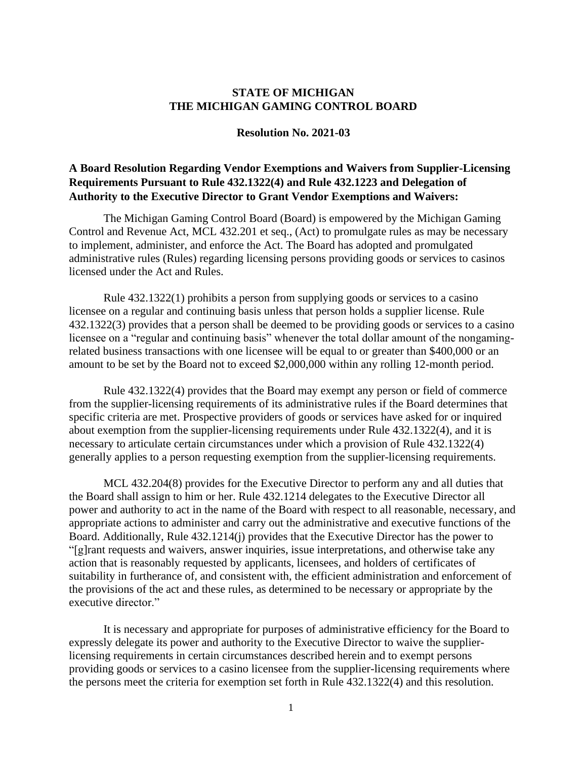# STATE OF MICHIGAN
# THE MICHIGAN GAMING CONTROL BOARD

### Resolution No. 2021-03

**A Board Resolution Regarding Vendor Exemptions and Waivers from Supplier-Licensing Requirements Pursuant to Rule 432.1322(4) and Rule 432.1223 and Delegation of Authority to the Executive Director to Grant Vendor Exemptions and Waivers:**

The Michigan Gaming Control Board (Board) is empowered by the Michigan Gaming Control and Revenue Act, MCL 432.201 et seq., (Act) to promulgate rules as may be necessary to implement, administer, and enforce the Act. The Board has adopted and promulgated administrative rules (Rules) regarding licensing persons providing goods or services to casinos licensed under the Act and Rules.

Rule 432.1322(1) prohibits a person from supplying goods or services to a casino licensee on a regular and continuing basis unless that person holds a supplier license. Rule 432.1322(3) provides that a person shall be deemed to be providing goods or services to a casino licensee on a "regular and continuing basis" whenever the total dollar amount of the nongaming-related business transactions with one licensee will be equal to or greater than $400,000 or an amount to be set by the Board not to exceed $2,000,000 within any rolling 12-month period.

Rule 432.1322(4) provides that the Board may exempt any person or field of commerce from the supplier-licensing requirements of its administrative rules if the Board determines that specific criteria are met. Prospective providers of goods or services have asked for or inquired about exemption from the supplier-licensing requirements under Rule 432.1322(4), and it is necessary to articulate certain circumstances under which a provision of Rule 432.1322(4) generally applies to a person requesting exemption from the supplier-licensing requirements.

MCL 432.204(8) provides for the Executive Director to perform any and all duties that the Board shall assign to him or her. Rule 432.1214 delegates to the Executive Director all power and authority to act in the name of the Board with respect to all reasonable, necessary, and appropriate actions to administer and carry out the administrative and executive functions of the Board. Additionally, Rule 432.1214(j) provides that the Executive Director has the power to "[g]rant requests and waivers, answer inquiries, issue interpretations, and otherwise take any action that is reasonably requested by applicants, licensees, and holders of certificates of suitability in furtherance of, and consistent with, the efficient administration and enforcement of the provisions of the act and these rules, as determined to be necessary or appropriate by the executive director."

It is necessary and appropriate for purposes of administrative efficiency for the Board to expressly delegate its power and authority to the Executive Director to waive the supplier-licensing requirements in certain circumstances described herein and to exempt persons providing goods or services to a casino licensee from the supplier-licensing requirements where the persons meet the criteria for exemption set forth in Rule 432.1322(4) and this resolution.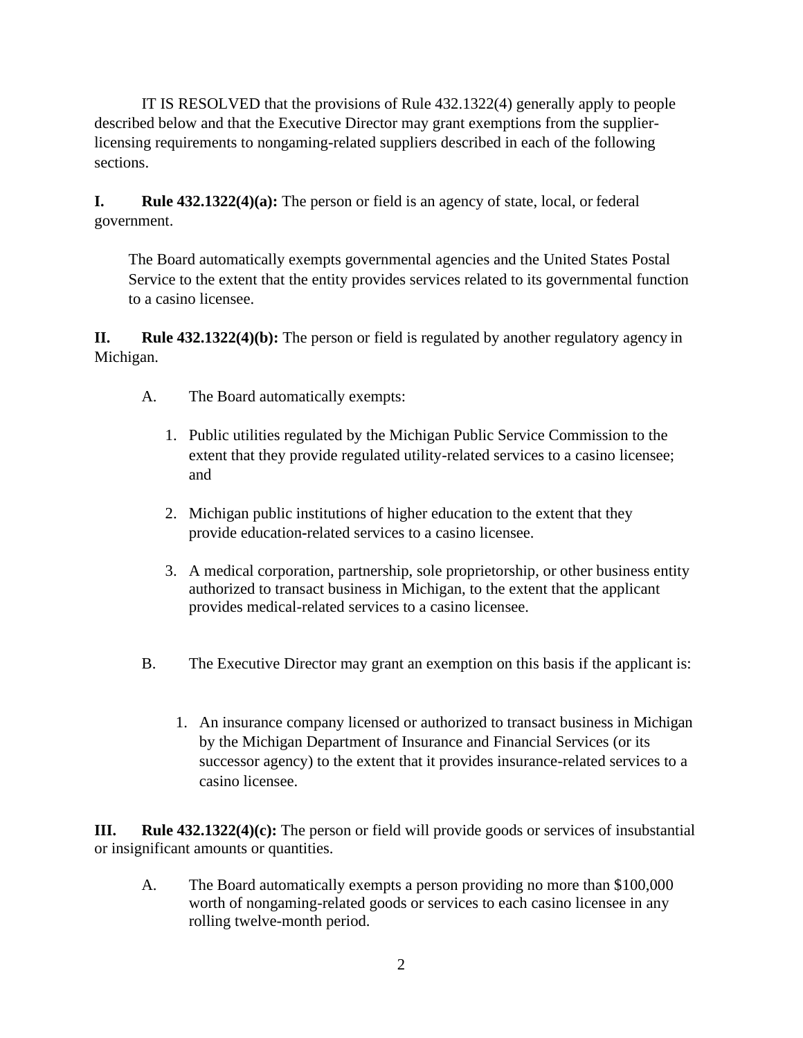IT IS RESOLVED that the provisions of Rule 432.1322(4) generally apply to people described below and that the Executive Director may grant exemptions from the supplier-licensing requirements to nongaming-related suppliers described in each of the following sections.

**I. Rule 432.1322(4)(a):** The person or field is an agency of state, local, or federal government.

The Board automatically exempts governmental agencies and the United States Postal Service to the extent that the entity provides services related to its governmental function to a casino licensee.

**II. Rule 432.1322(4)(b):** The person or field is regulated by another regulatory agency in Michigan.

A. The Board automatically exempts:

1. Public utilities regulated by the Michigan Public Service Commission to the extent that they provide regulated utility-related services to a casino licensee; and

2. Michigan public institutions of higher education to the extent that they provide education-related services to a casino licensee.

3. A medical corporation, partnership, sole proprietorship, or other business entity authorized to transact business in Michigan, to the extent that the applicant provides medical-related services to a casino licensee.

B. The Executive Director may grant an exemption on this basis if the applicant is:

1. An insurance company licensed or authorized to transact business in Michigan by the Michigan Department of Insurance and Financial Services (or its successor agency) to the extent that it provides insurance-related services to a casino licensee.

**III. Rule 432.1322(4)(c):** The person or field will provide goods or services of insubstantial or insignificant amounts or quantities.

A. The Board automatically exempts a person providing no more than $100,000 worth of nongaming-related goods or services to each casino licensee in any rolling twelve-month period.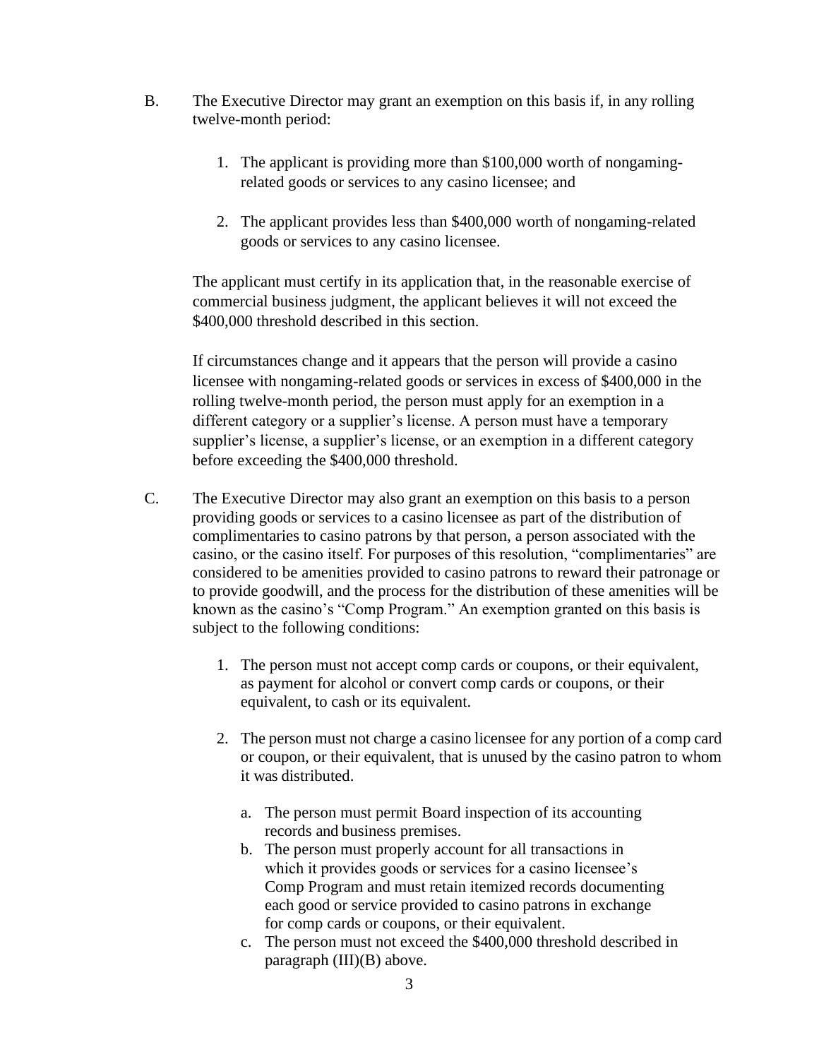B. The Executive Director may grant an exemption on this basis if, in any rolling twelve-month period:

1. The applicant is providing more than $100,000 worth of nongaming-related goods or services to any casino licensee; and

2. The applicant provides less than $400,000 worth of nongaming-related goods or services to any casino licensee.

The applicant must certify in its application that, in the reasonable exercise of commercial business judgment, the applicant believes it will not exceed the $400,000 threshold described in this section.

If circumstances change and it appears that the person will provide a casino licensee with nongaming-related goods or services in excess of $400,000 in the rolling twelve-month period, the person must apply for an exemption in a different category or a supplier's license. A person must have a temporary supplier's license, a supplier's license, or an exemption in a different category before exceeding the $400,000 threshold.

C. The Executive Director may also grant an exemption on this basis to a person providing goods or services to a casino licensee as part of the distribution of complimentaries to casino patrons by that person, a person associated with the casino, or the casino itself. For purposes of this resolution, "complimentaries" are considered to be amenities provided to casino patrons to reward their patronage or to provide goodwill, and the process for the distribution of these amenities will be known as the casino's "Comp Program." An exemption granted on this basis is subject to the following conditions:

1. The person must not accept comp cards or coupons, or their equivalent, as payment for alcohol or convert comp cards or coupons, or their equivalent, to cash or its equivalent.

2. The person must not charge a casino licensee for any portion of a comp card or coupon, or their equivalent, that is unused by the casino patron to whom it was distributed.

   a. The person must permit Board inspection of its accounting records and business premises.
   b. The person must properly account for all transactions in which it provides goods or services for a casino licensee's Comp Program and must retain itemized records documenting each good or service provided to casino patrons in exchange for comp cards or coupons, or their equivalent.
   c. The person must not exceed the $400,000 threshold described in paragraph (III)(B) above.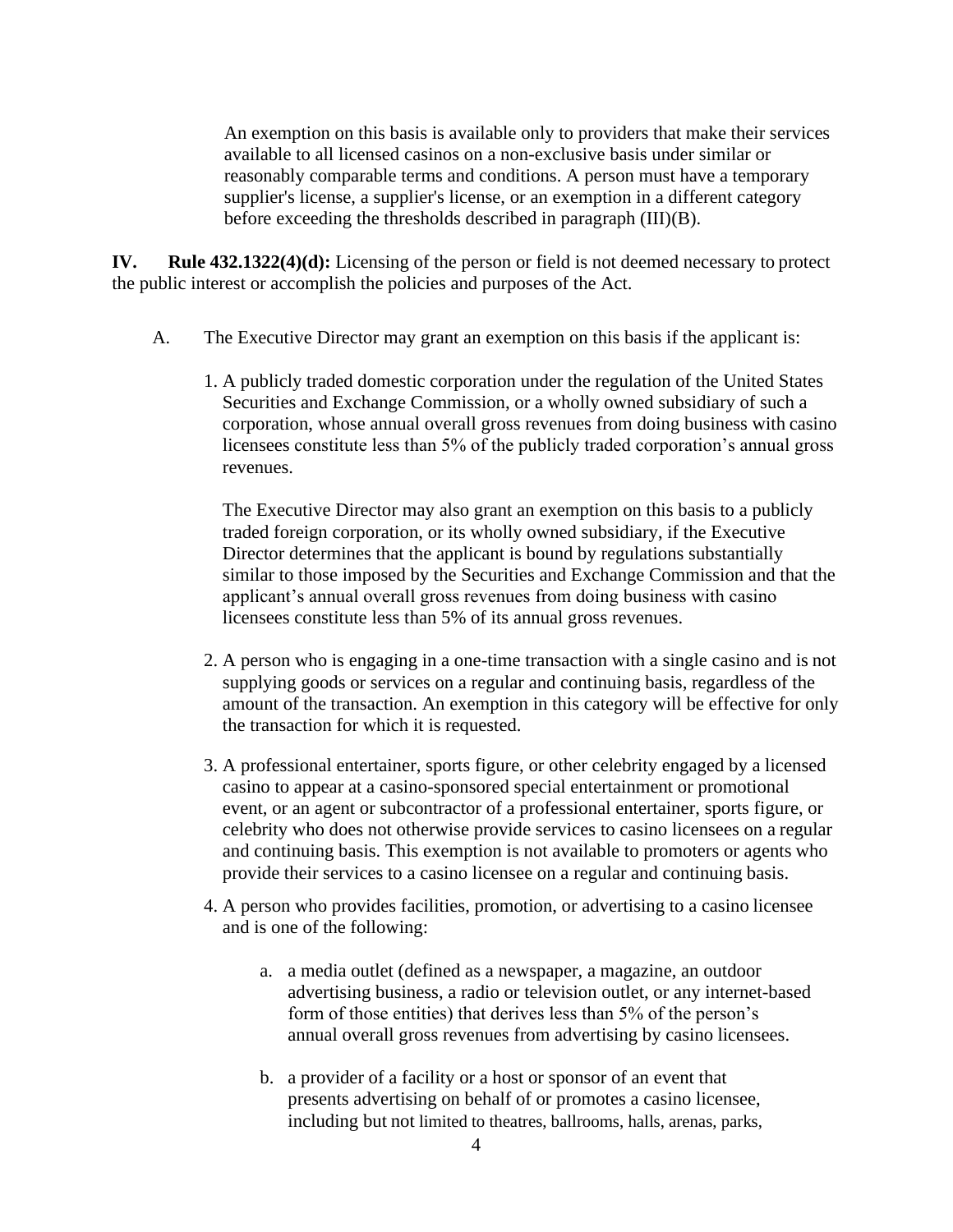An exemption on this basis is available only to providers that make their services available to all licensed casinos on a non-exclusive basis under similar or reasonably comparable terms and conditions. A person must have a temporary supplier's license, a supplier's license, or an exemption in a different category before exceeding the thresholds described in paragraph (III)(B).

**IV. Rule 432.1322(4)(d):** Licensing of the person or field is not deemed necessary to protect the public interest or accomplish the policies and purposes of the Act.

A. The Executive Director may grant an exemption on this basis if the applicant is:

1. A publicly traded domestic corporation under the regulation of the United States Securities and Exchange Commission, or a wholly owned subsidiary of such a corporation, whose annual overall gross revenues from doing business with casino licensees constitute less than 5% of the publicly traded corporation's annual gross revenues.

   The Executive Director may also grant an exemption on this basis to a publicly traded foreign corporation, or its wholly owned subsidiary, if the Executive Director determines that the applicant is bound by regulations substantially similar to those imposed by the Securities and Exchange Commission and that the applicant's annual overall gross revenues from doing business with casino licensees constitute less than 5% of its annual gross revenues.

2. A person who is engaging in a one-time transaction with a single casino and is not supplying goods or services on a regular and continuing basis, regardless of the amount of the transaction. An exemption in this category will be effective for only the transaction for which it is requested.

3. A professional entertainer, sports figure, or other celebrity engaged by a licensed casino to appear at a casino-sponsored special entertainment or promotional event, or an agent or subcontractor of a professional entertainer, sports figure, or celebrity who does not otherwise provide services to casino licensees on a regular and continuing basis. This exemption is not available to promoters or agents who provide their services to a casino licensee on a regular and continuing basis.

4. A person who provides facilities, promotion, or advertising to a casino licensee and is one of the following:

   a. a media outlet (defined as a newspaper, a magazine, an outdoor advertising business, a radio or television outlet, or any internet-based form of those entities) that derives less than 5% of the person's annual overall gross revenues from advertising by casino licensees.

   b. a provider of a facility or a host or sponsor of an event that presents advertising on behalf of or promotes a casino licensee, including but not limited to theatres, ballrooms, halls, arenas, parks,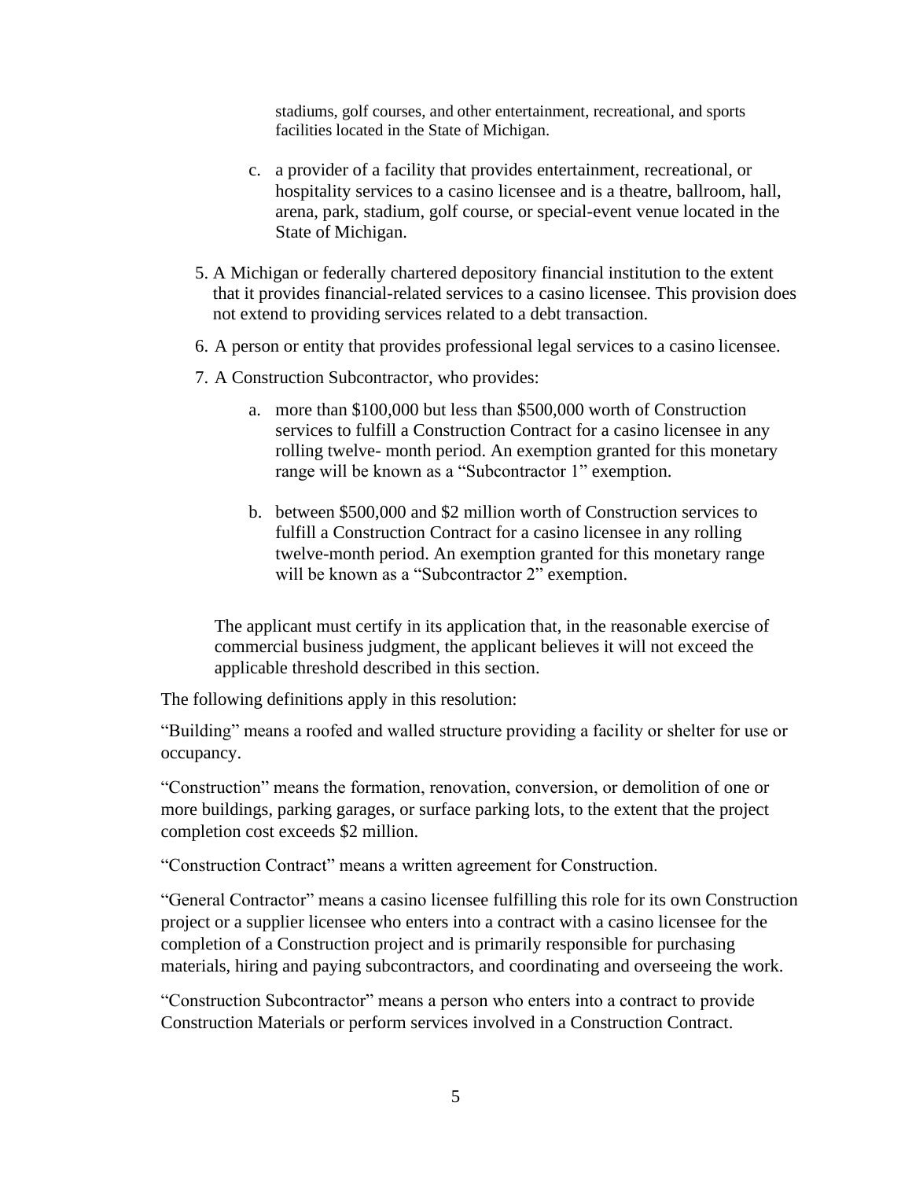stadiums, golf courses, and other entertainment, recreational, and sports facilities located in the State of Michigan.

   c. a provider of a facility that provides entertainment, recreational, or hospitality services to a casino licensee and is a theatre, ballroom, hall, arena, park, stadium, golf course, or special-event venue located in the State of Michigan.

5. A Michigan or federally chartered depository financial institution to the extent that it provides financial-related services to a casino licensee. This provision does not extend to providing services related to a debt transaction.

6. A person or entity that provides professional legal services to a casino licensee.

7. A Construction Subcontractor, who provides:

   a. more than $100,000 but less than $500,000 worth of Construction services to fulfill a Construction Contract for a casino licensee in any rolling twelve- month period. An exemption granted for this monetary range will be known as a "Subcontractor 1" exemption.

   b. between $500,000 and $2 million worth of Construction services to fulfill a Construction Contract for a casino licensee in any rolling twelve-month period. An exemption granted for this monetary range will be known as a "Subcontractor 2" exemption.

The applicant must certify in its application that, in the reasonable exercise of commercial business judgment, the applicant believes it will not exceed the applicable threshold described in this section.

The following definitions apply in this resolution:

"Building" means a roofed and walled structure providing a facility or shelter for use or occupancy.

"Construction" means the formation, renovation, conversion, or demolition of one or more buildings, parking garages, or surface parking lots, to the extent that the project completion cost exceeds $2 million.

"Construction Contract" means a written agreement for Construction.

"General Contractor" means a casino licensee fulfilling this role for its own Construction project or a supplier licensee who enters into a contract with a casino licensee for the completion of a Construction project and is primarily responsible for purchasing materials, hiring and paying subcontractors, and coordinating and overseeing the work.

"Construction Subcontractor" means a person who enters into a contract to provide Construction Materials or perform services involved in a Construction Contract.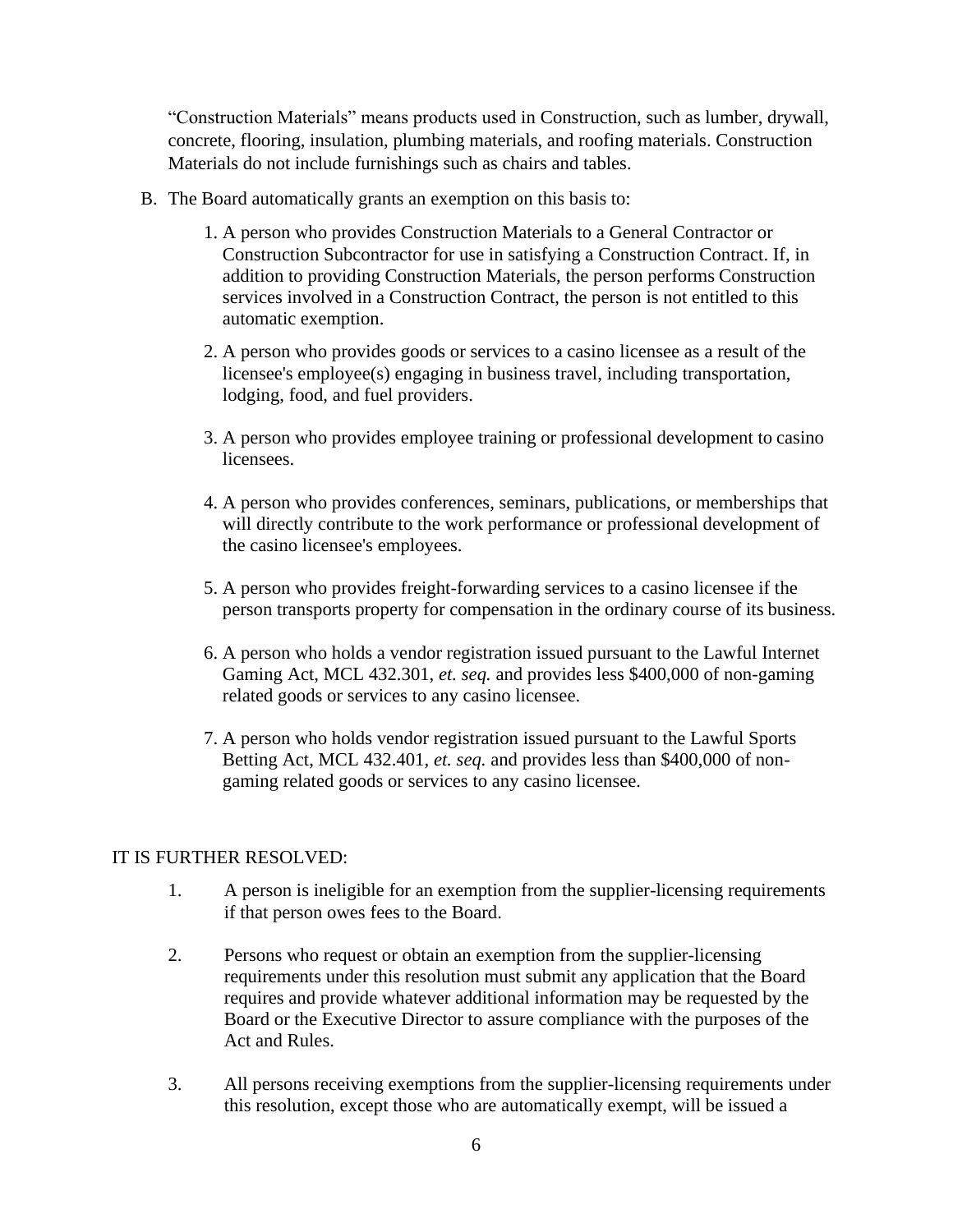"Construction Materials" means products used in Construction, such as lumber, drywall, concrete, flooring, insulation, plumbing materials, and roofing materials. Construction Materials do not include furnishings such as chairs and tables.

B. The Board automatically grants an exemption on this basis to:

   1. A person who provides Construction Materials to a General Contractor or Construction Subcontractor for use in satisfying a Construction Contract. If, in addition to providing Construction Materials, the person performs Construction services involved in a Construction Contract, the person is not entitled to this automatic exemption.

   2. A person who provides goods or services to a casino licensee as a result of the licensee's employee(s) engaging in business travel, including transportation, lodging, food, and fuel providers.

   3. A person who provides employee training or professional development to casino licensees.

   4. A person who provides conferences, seminars, publications, or memberships that will directly contribute to the work performance or professional development of the casino licensee's employees.

   5. A person who provides freight-forwarding services to a casino licensee if the person transports property for compensation in the ordinary course of its business.

   6. A person who holds a vendor registration issued pursuant to the Lawful Internet Gaming Act, MCL 432.301, *et. seq.* and provides less $400,000 of non-gaming related goods or services to any casino licensee.

   7. A person who holds vendor registration issued pursuant to the Lawful Sports Betting Act, MCL 432.401, *et. seq.* and provides less than $400,000 of non-gaming related goods or services to any casino licensee.

IT IS FURTHER RESOLVED:

1. A person is ineligible for an exemption from the supplier-licensing requirements if that person owes fees to the Board.

2. Persons who request or obtain an exemption from the supplier-licensing requirements under this resolution must submit any application that the Board requires and provide whatever additional information may be requested by the Board or the Executive Director to assure compliance with the purposes of the Act and Rules.

3. All persons receiving exemptions from the supplier-licensing requirements under this resolution, except those who are automatically exempt, will be issued a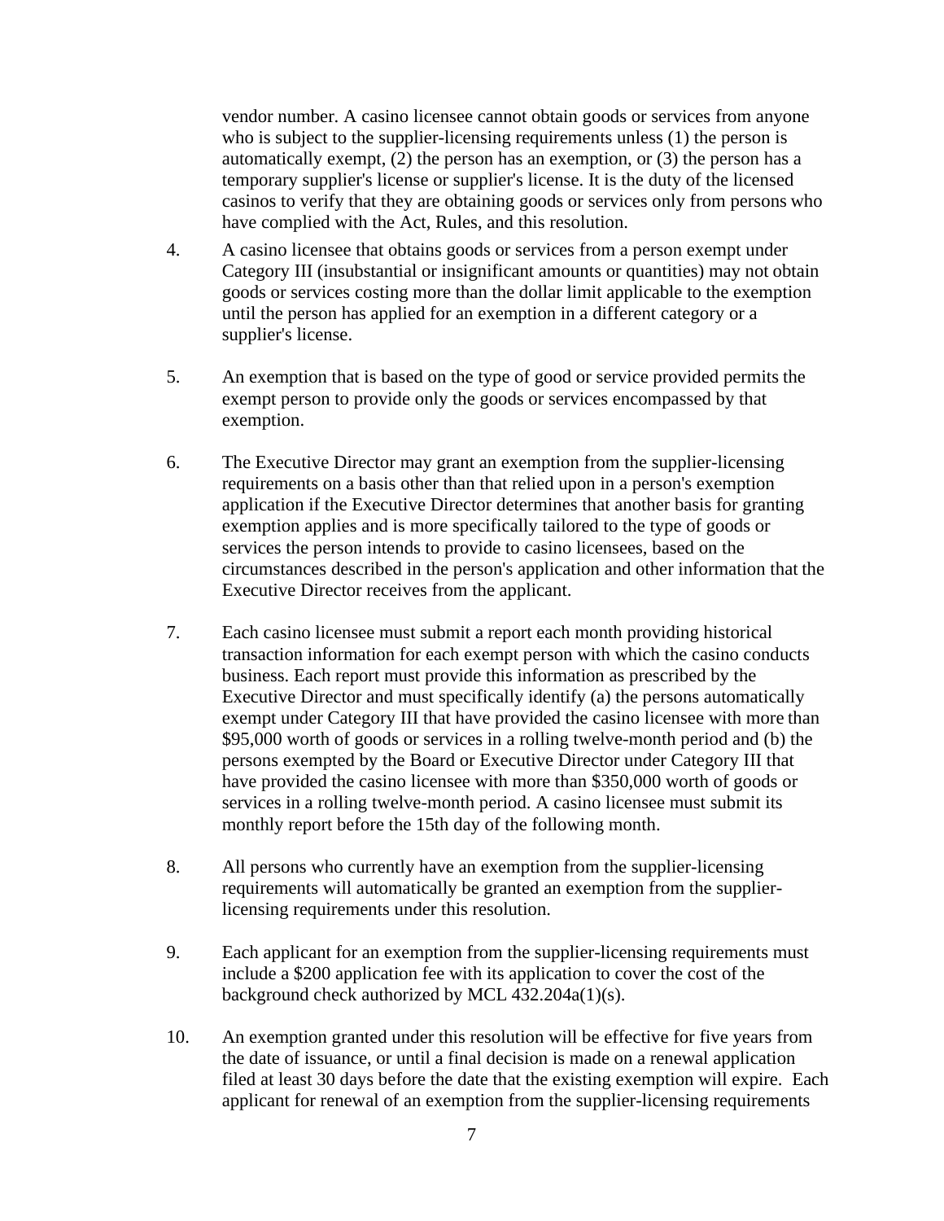vendor number. A casino licensee cannot obtain goods or services from anyone who is subject to the supplier-licensing requirements unless (1) the person is automatically exempt, (2) the person has an exemption, or (3) the person has a temporary supplier's license or supplier's license. It is the duty of the licensed casinos to verify that they are obtaining goods or services only from persons who have complied with the Act, Rules, and this resolution.

4. A casino licensee that obtains goods or services from a person exempt under Category III (insubstantial or insignificant amounts or quantities) may not obtain goods or services costing more than the dollar limit applicable to the exemption until the person has applied for an exemption in a different category or a supplier's license.

5. An exemption that is based on the type of good or service provided permits the exempt person to provide only the goods or services encompassed by that exemption.

6. The Executive Director may grant an exemption from the supplier-licensing requirements on a basis other than that relied upon in a person's exemption application if the Executive Director determines that another basis for granting exemption applies and is more specifically tailored to the type of goods or services the person intends to provide to casino licensees, based on the circumstances described in the person's application and other information that the Executive Director receives from the applicant.

7. Each casino licensee must submit a report each month providing historical transaction information for each exempt person with which the casino conducts business. Each report must provide this information as prescribed by the Executive Director and must specifically identify (a) the persons automatically exempt under Category III that have provided the casino licensee with more than $95,000 worth of goods or services in a rolling twelve-month period and (b) the persons exempted by the Board or Executive Director under Category III that have provided the casino licensee with more than $350,000 worth of goods or services in a rolling twelve-month period. A casino licensee must submit its monthly report before the 15th day of the following month.

8. All persons who currently have an exemption from the supplier-licensing requirements will automatically be granted an exemption from the supplier-licensing requirements under this resolution.

9. Each applicant for an exemption from the supplier-licensing requirements must include a $200 application fee with its application to cover the cost of the background check authorized by MCL 432.204a(1)(s).

10. An exemption granted under this resolution will be effective for five years from the date of issuance, or until a final decision is made on a renewal application filed at least 30 days before the date that the existing exemption will expire. Each applicant for renewal of an exemption from the supplier-licensing requirements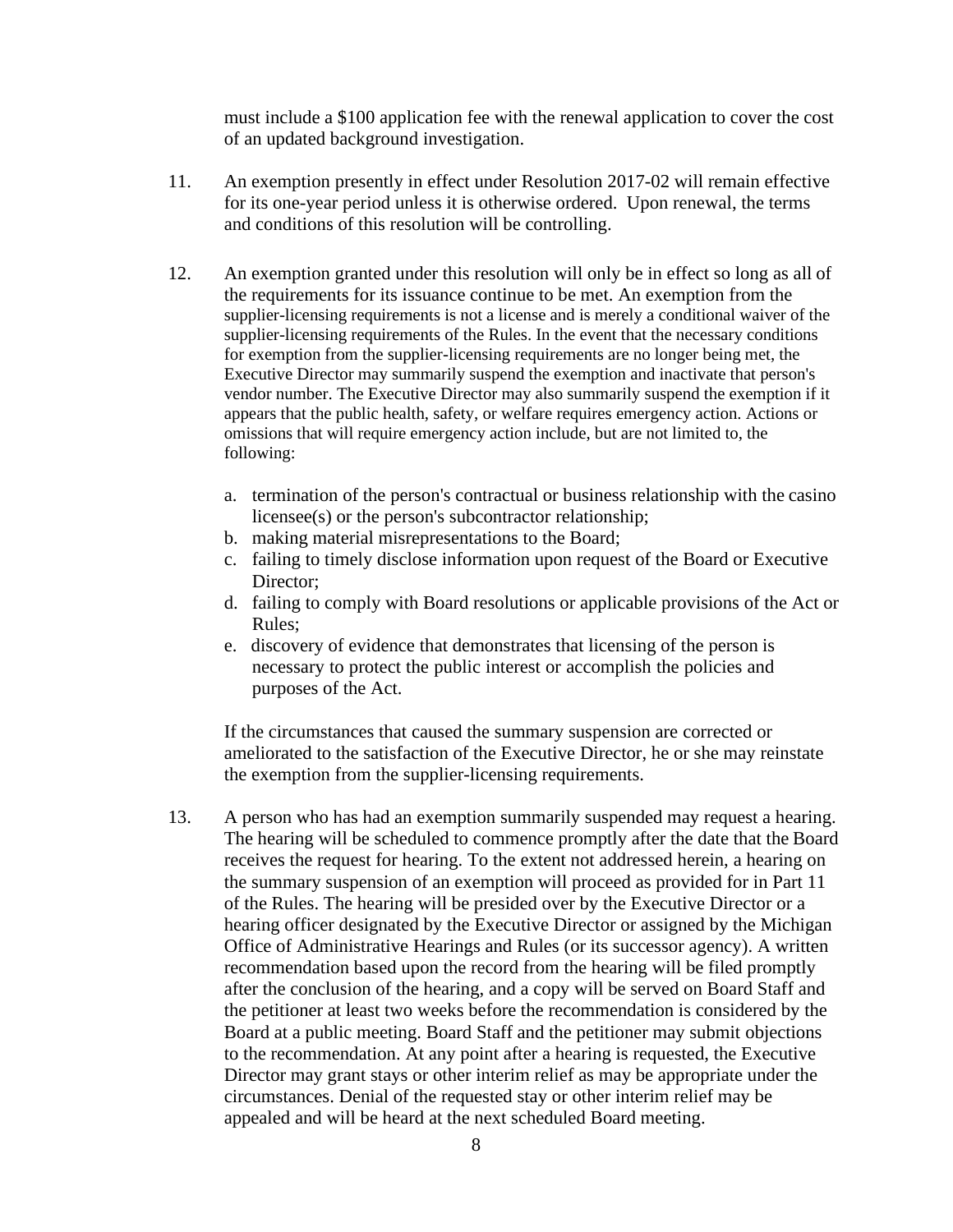must include a $100 application fee with the renewal application to cover the cost of an updated background investigation.

11. An exemption presently in effect under Resolution 2017-02 will remain effective for its one-year period unless it is otherwise ordered. Upon renewal, the terms and conditions of this resolution will be controlling.

12. An exemption granted under this resolution will only be in effect so long as all of the requirements for its issuance continue to be met. An exemption from the supplier-licensing requirements is not a license and is merely a conditional waiver of the supplier-licensing requirements of the Rules. In the event that the necessary conditions for exemption from the supplier-licensing requirements are no longer being met, the Executive Director may summarily suspend the exemption and inactivate that person's vendor number. The Executive Director may also summarily suspend the exemption if it appears that the public health, safety, or welfare requires emergency action. Actions or omissions that will require emergency action include, but are not limited to, the following:

    a. termination of the person's contractual or business relationship with the casino licensee(s) or the person's subcontractor relationship;
    b. making material misrepresentations to the Board;
    c. failing to timely disclose information upon request of the Board or Executive Director;
    d. failing to comply with Board resolutions or applicable provisions of the Act or Rules;
    e. discovery of evidence that demonstrates that licensing of the person is necessary to protect the public interest or accomplish the policies and purposes of the Act.

    If the circumstances that caused the summary suspension are corrected or ameliorated to the satisfaction of the Executive Director, he or she may reinstate the exemption from the supplier-licensing requirements.

13. A person who has had an exemption summarily suspended may request a hearing. The hearing will be scheduled to commence promptly after the date that the Board receives the request for hearing. To the extent not addressed herein, a hearing on the summary suspension of an exemption will proceed as provided for in Part 11 of the Rules. The hearing will be presided over by the Executive Director or a hearing officer designated by the Executive Director or assigned by the Michigan Office of Administrative Hearings and Rules (or its successor agency). A written recommendation based upon the record from the hearing will be filed promptly after the conclusion of the hearing, and a copy will be served on Board Staff and the petitioner at least two weeks before the recommendation is considered by the Board at a public meeting. Board Staff and the petitioner may submit objections to the recommendation. At any point after a hearing is requested, the Executive Director may grant stays or other interim relief as may be appropriate under the circumstances. Denial of the requested stay or other interim relief may be appealed and will be heard at the next scheduled Board meeting.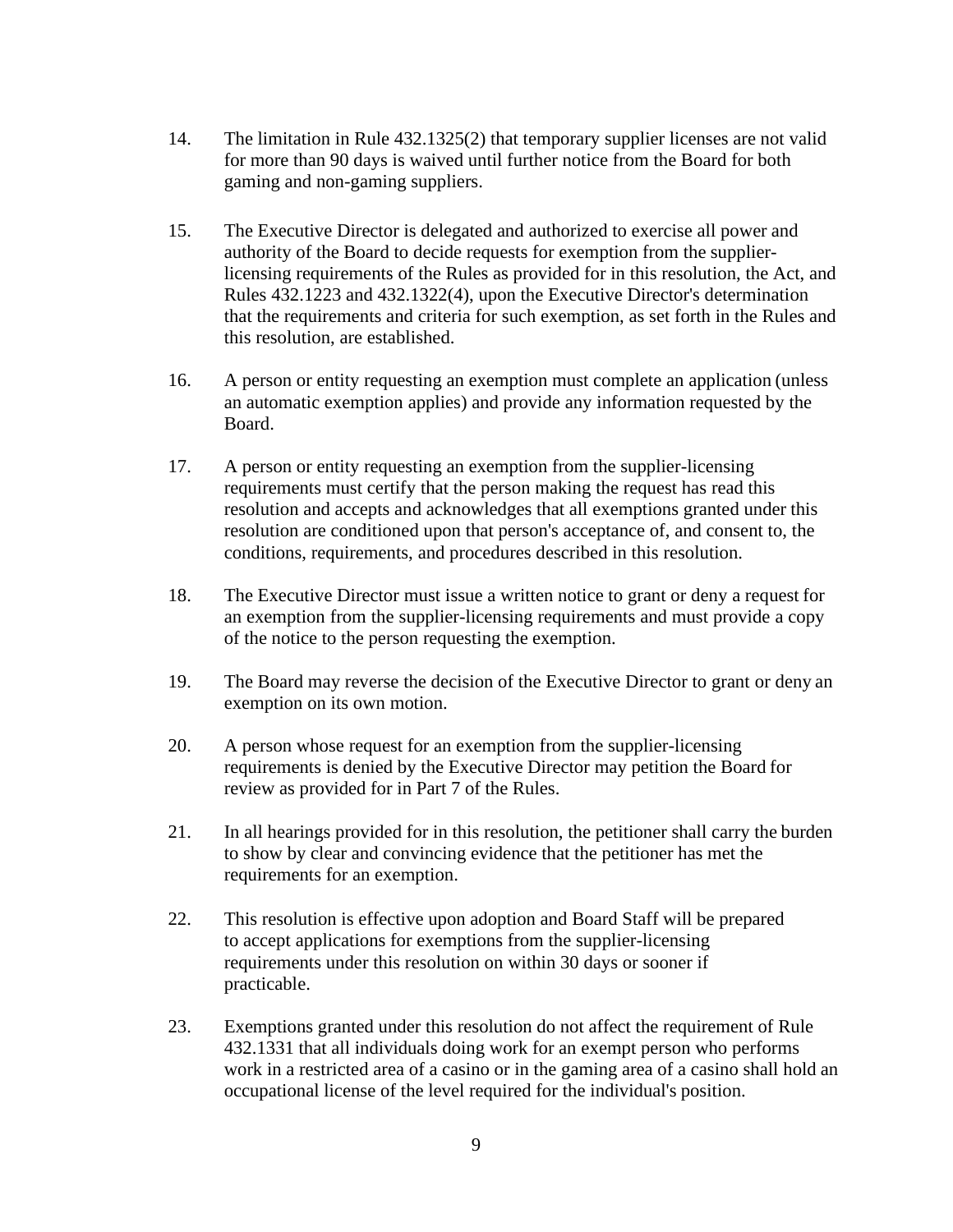14. The limitation in Rule 432.1325(2) that temporary supplier licenses are not valid for more than 90 days is waived until further notice from the Board for both gaming and non-gaming suppliers.

15. The Executive Director is delegated and authorized to exercise all power and authority of the Board to decide requests for exemption from the supplier-licensing requirements of the Rules as provided for in this resolution, the Act, and Rules 432.1223 and 432.1322(4), upon the Executive Director's determination that the requirements and criteria for such exemption, as set forth in the Rules and this resolution, are established.

16. A person or entity requesting an exemption must complete an application (unless an automatic exemption applies) and provide any information requested by the Board.

17. A person or entity requesting an exemption from the supplier-licensing requirements must certify that the person making the request has read this resolution and accepts and acknowledges that all exemptions granted under this resolution are conditioned upon that person's acceptance of, and consent to, the conditions, requirements, and procedures described in this resolution.

18. The Executive Director must issue a written notice to grant or deny a request for an exemption from the supplier-licensing requirements and must provide a copy of the notice to the person requesting the exemption.

19. The Board may reverse the decision of the Executive Director to grant or deny an exemption on its own motion.

20. A person whose request for an exemption from the supplier-licensing requirements is denied by the Executive Director may petition the Board for review as provided for in Part 7 of the Rules.

21. In all hearings provided for in this resolution, the petitioner shall carry the burden to show by clear and convincing evidence that the petitioner has met the requirements for an exemption.

22. This resolution is effective upon adoption and Board Staff will be prepared to accept applications for exemptions from the supplier-licensing requirements under this resolution on within 30 days or sooner if practicable.

23. Exemptions granted under this resolution do not affect the requirement of Rule 432.1331 that all individuals doing work for an exempt person who performs work in a restricted area of a casino or in the gaming area of a casino shall hold an occupational license of the level required for the individual's position.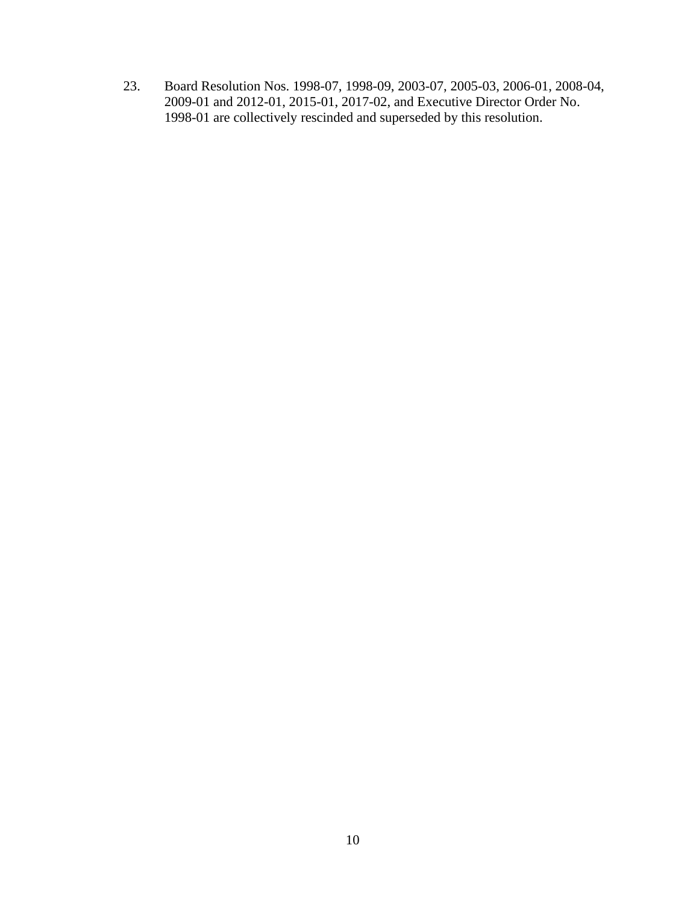23. Board Resolution Nos. 1998-07, 1998-09, 2003-07, 2005-03, 2006-01, 2008-04, 2009-01 and 2012-01, 2015-01, 2017-02, and Executive Director Order No. 1998-01 are collectively rescinded and superseded by this resolution.